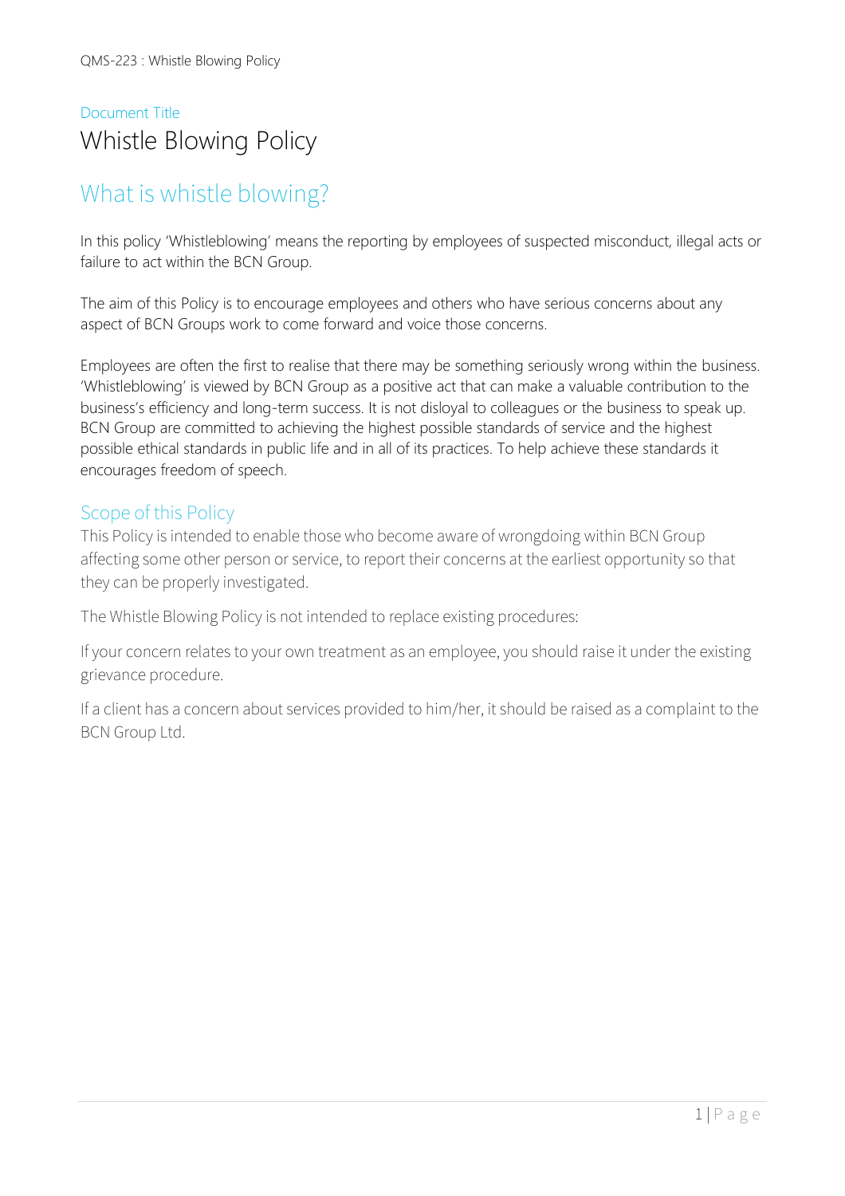Document Title

# Whistle Blowing Policy

## What is whistle blowing?

In this policy 'Whistleblowing' means the reporting by employees of suspected misconduct, illegal acts or failure to act within the BCN Group.

The aim of this Policy is to encourage employees and others who have serious concerns about any aspect of BCN Groups work to come forward and voice those concerns.

Employees are often the first to realise that there may be something seriously wrong within the business. 'Whistleblowing' is viewed by BCN Group as a positive act that can make a valuable contribution to the business's efficiency and long-term success. It is not disloyal to colleagues or the business to speak up. BCN Group are committed to achieving the highest possible standards of service and the highest possible ethical standards in public life and in all of its practices. To help achieve these standards it encourages freedom of speech.

### Scope of this Policy

This Policy is intended to enable those who become aware of wrongdoing within BCN Group affecting some other person or service, to report their concerns at the earliest opportunity so that they can be properly investigated.

The Whistle Blowing Policy is not intended to replace existing procedures:

If your concern relates to your own treatment as an employee, you should raise it under the existing grievance procedure.

If a client has a concern about services provided to him/her, it should be raised as a complaint to the BCN Group Ltd.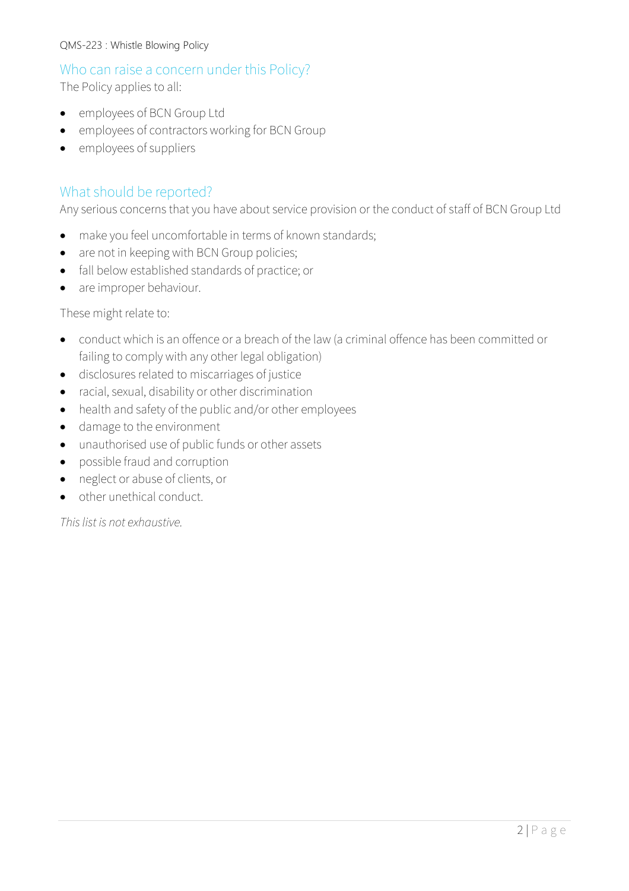## Who can raise a concern under this Policy?

The Policy applies to all:

- employees of BCN Group Ltd
- employees of contractors working for BCN Group
- employees of suppliers

## What should be reported?

Any serious concerns that you have about service provision or the conduct of staff of BCN Group Ltd

- make you feel uncomfortable in terms of known standards;
- are not in keeping with BCN Group policies;
- fall below established standards of practice; or
- are improper behaviour.

These might relate to:

- conduct which is an offence or a breach of the law (a criminal offence has been committed or failing to comply with any other legal obligation)
- disclosures related to miscarriages of justice
- racial, sexual, disability or other discrimination
- health and safety of the public and/or other employees
- damage to the environment
- unauthorised use of public funds or other assets
- possible fraud and corruption
- neglect or abuse of clients, or
- other unethical conduct.

*This list is not exhaustive.*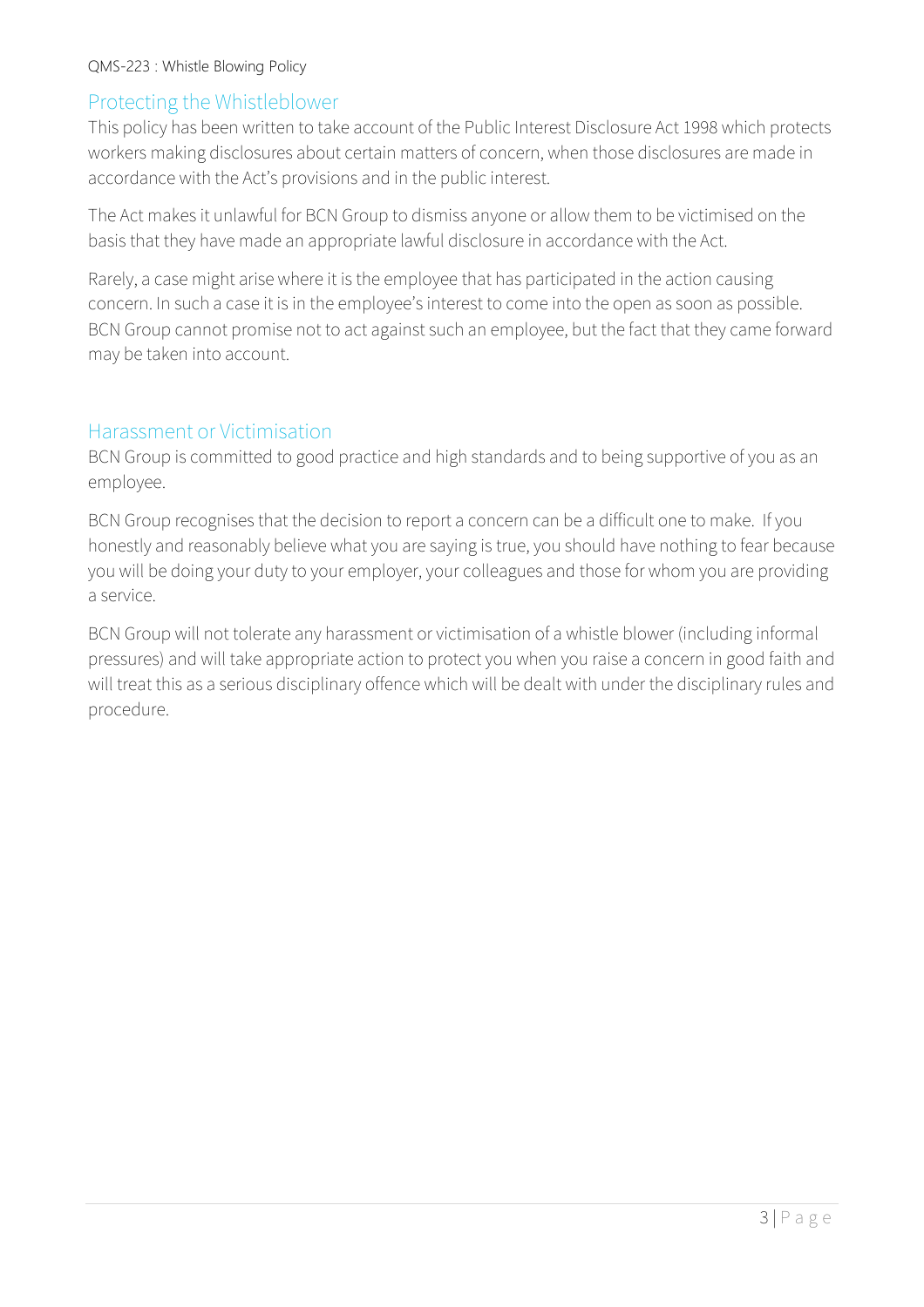## Protecting the Whistleblower

This policy has been written to take account of the Public Interest Disclosure Act 1998 which protects workers making disclosures about certain matters of concern, when those disclosures are made in accordance with the Act's provisions and in the public interest.

The Act makes it unlawful for BCN Group to dismiss anyone or allow them to be victimised on the basis that they have made an appropriate lawful disclosure in accordance with the Act.

Rarely, a case might arise where it is the employee that has participated in the action causing concern. In such a case it is in the employee's interest to come into the open as soon as possible. BCN Group cannot promise not to act against such an employee, but the fact that they came forward may be taken into account.

## Harassment or Victimisation

BCN Group is committed to good practice and high standards and to being supportive of you as an employee.

BCN Group recognises that the decision to report a concern can be a difficult one to make. If you honestly and reasonably believe what you are saying is true, you should have nothing to fear because you will be doing your duty to your employer, your colleagues and those for whom you are providing a service.

BCN Group will not tolerate any harassment or victimisation of a whistle blower (including informal pressures) and will take appropriate action to protect you when you raise a concern in good faith and will treat this as a serious disciplinary offence which will be dealt with under the disciplinary rules and procedure.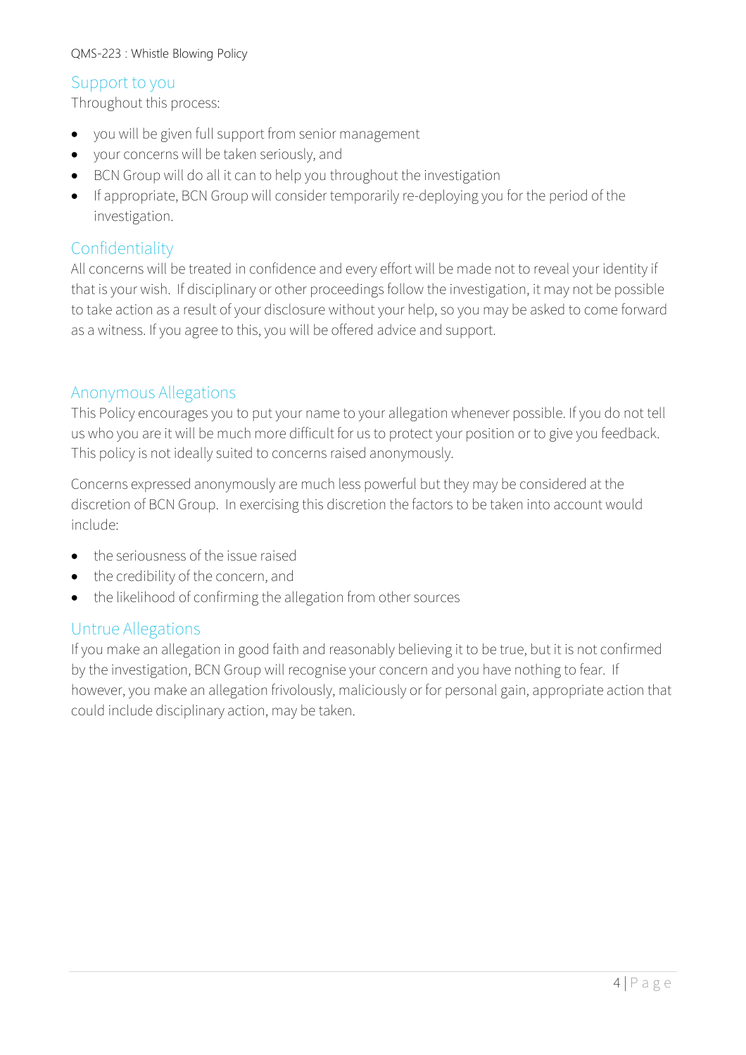## Support to you

Throughout this process:

- you will be given full support from senior management
- your concerns will be taken seriously, and
- BCN Group will do all it can to help you throughout the investigation
- If appropriate, BCN Group will consider temporarily re-deploying you for the period of the investigation.

## Confidentiality

All concerns will be treated in confidence and every effort will be made not to reveal your identity if that is your wish. If disciplinary or other proceedings follow the investigation, it may not be possible to take action as a result of your disclosure without your help, so you may be asked to come forward as a witness. If you agree to this, you will be offered advice and support.

## Anonymous Allegations

This Policy encourages you to put your name to your allegation whenever possible. If you do not tell us who you are it will be much more difficult for us to protect your position or to give you feedback. This policy is not ideally suited to concerns raised anonymously.

Concerns expressed anonymously are much less powerful but they may be considered at the discretion of BCN Group. In exercising this discretion the factors to be taken into account would include:

- the seriousness of the issue raised
- the credibility of the concern, and
- the likelihood of confirming the allegation from other sources

## Untrue Allegations

If you make an allegation in good faith and reasonably believing it to be true, but it is not confirmed by the investigation, BCN Group will recognise your concern and you have nothing to fear. If however, you make an allegation frivolously, maliciously or for personal gain, appropriate action that could include disciplinary action, may be taken.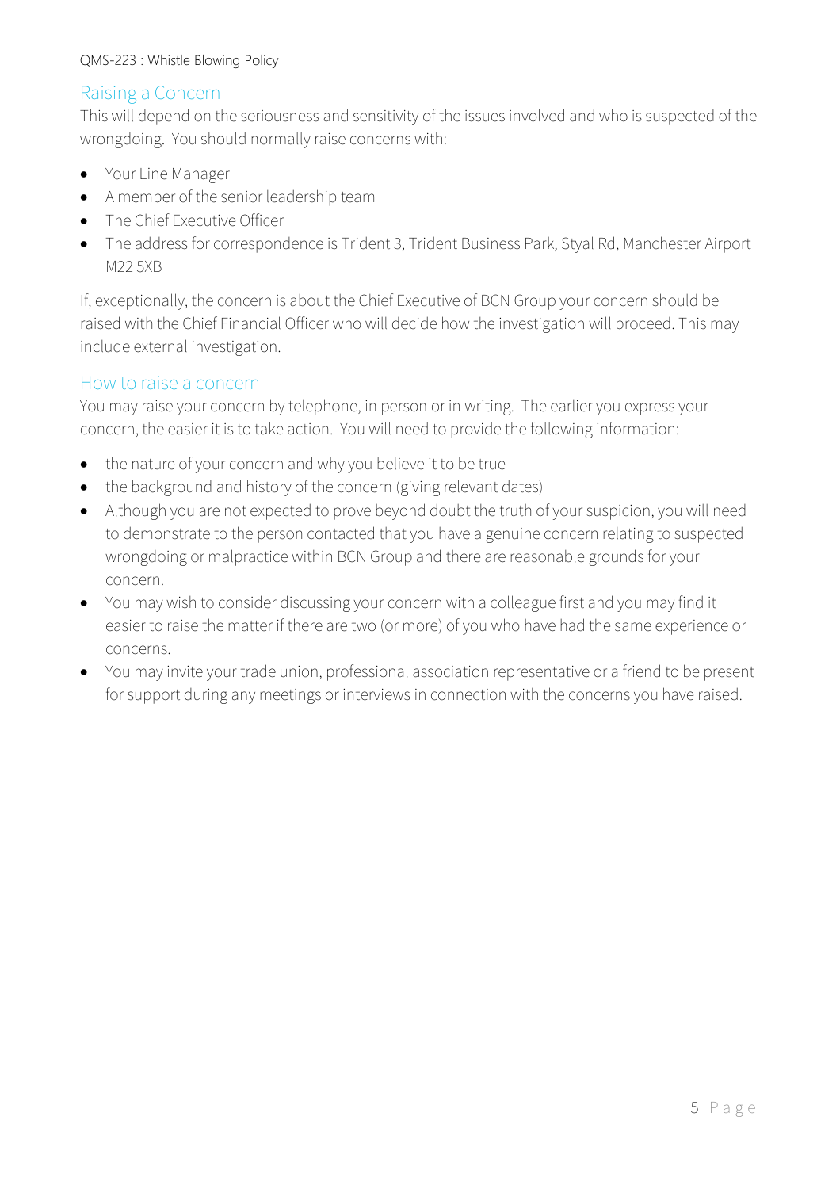## Raising a Concern

This will depend on the seriousness and sensitivity of the issues involved and who is suspected of the wrongdoing. You should normally raise concerns with:

- Your Line Manager
- A member of the senior leadership team
- The Chief Executive Officer
- The address for correspondence is Trident 3, Trident Business Park, Styal Rd, Manchester Airport M22 5XB

If, exceptionally, the concern is about the Chief Executive of BCN Group your concern should be raised with the Chief Financial Officer who will decide how the investigation will proceed. This may include external investigation.

## How to raise a concern

You may raise your concern by telephone, in person or in writing. The earlier you express your concern, the easier it is to take action. You will need to provide the following information:

- the nature of your concern and why you believe it to be true
- the background and history of the concern (giving relevant dates)
- Although you are not expected to prove beyond doubt the truth of your suspicion, you will need to demonstrate to the person contacted that you have a genuine concern relating to suspected wrongdoing or malpractice within BCN Group and there are reasonable grounds for your concern.
- You may wish to consider discussing your concern with a colleague first and you may find it easier to raise the matter if there are two (or more) of you who have had the same experience or concerns.
- You may invite your trade union, professional association representative or a friend to be present for support during any meetings or interviews in connection with the concerns you have raised.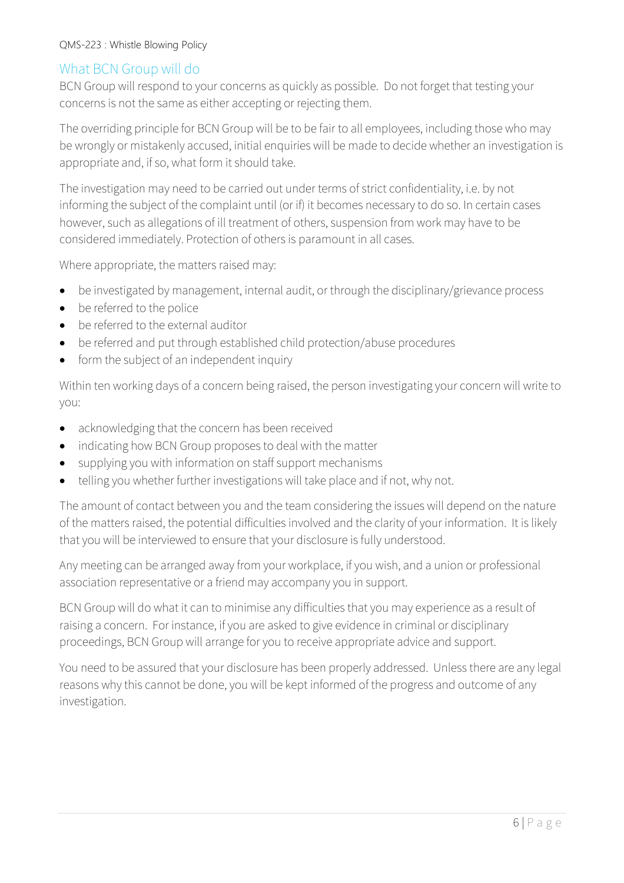## What BCN Group will do

BCN Group will respond to your concerns as quickly as possible. Do not forget that testing your concerns is not the same as either accepting or rejecting them.

The overriding principle for BCN Group will be to be fair to all employees, including those who may be wrongly or mistakenly accused, initial enquiries will be made to decide whether an investigation is appropriate and, if so, what form it should take.

The investigation may need to be carried out under terms of strict confidentiality, i.e. by not informing the subject of the complaint until (or if) it becomes necessary to do so. In certain cases however, such as allegations of ill treatment of others, suspension from work may have to be considered immediately. Protection of others is paramount in all cases.

Where appropriate, the matters raised may:

- be investigated by management, internal audit, or through the disciplinary/grievance process
- be referred to the police
- be referred to the external auditor
- be referred and put through established child protection/abuse procedures
- form the subject of an independent inquiry

Within ten working days of a concern being raised, the person investigating your concern will write to you:

- acknowledging that the concern has been received
- indicating how BCN Group proposes to deal with the matter
- supplying you with information on staff support mechanisms
- telling you whether further investigations will take place and if not, why not.

The amount of contact between you and the team considering the issues will depend on the nature of the matters raised, the potential difficulties involved and the clarity of your information. It is likely that you will be interviewed to ensure that your disclosure is fully understood.

Any meeting can be arranged away from your workplace, if you wish, and a union or professional association representative or a friend may accompany you in support.

BCN Group will do what it can to minimise any difficulties that you may experience as a result of raising a concern. For instance, if you are asked to give evidence in criminal or disciplinary proceedings, BCN Group will arrange for you to receive appropriate advice and support.

You need to be assured that your disclosure has been properly addressed. Unless there are any legal reasons why this cannot be done, you will be kept informed of the progress and outcome of any investigation.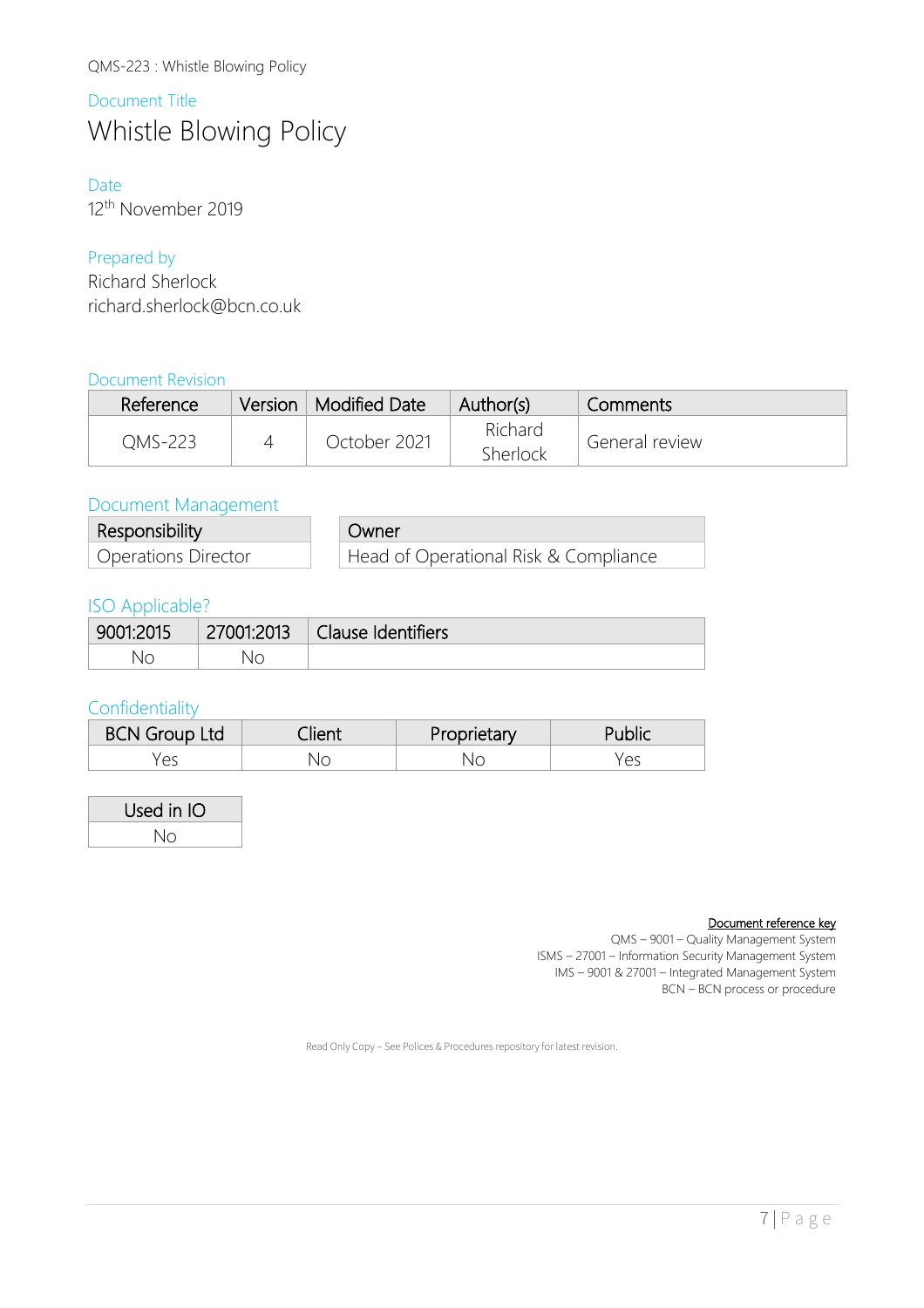Document Title

# Whistle Blowing Policy

Date

12th November 2019

Prepared by

Richard Sherlock
richard.sherlock@bcn.co.uk

Document Revision

| Reference | Version | Modified Date | Author(s) | Comments |
|---|---|---|---|---|
| QMS-223 | 4 | October 2021 | Richard Sherlock | General review |

Document Management

| Responsibility |
|---|
| Operations Director |

| Owner |
|---|
| Head of Operational Risk & Compliance |

ISO Applicable?

| 9001:2015 | 27001:2013 | Clause Identifiers |
|---|---|---|
| No | No | |

Confidentiality

| BCN Group Ltd | Client | Proprietary | Public |
|---|---|---|---|
| Yes | No | No | Yes |

| Used in IO |
|---|
| No |

Document reference key

QMS – 9001 – Quality Management System
ISMS – 27001 – Information Security Management System
IMS – 9001 & 27001 – Integrated Management System
BCN – BCN process or procedure

Read Only Copy – See Polices & Procedures repository for latest revision.